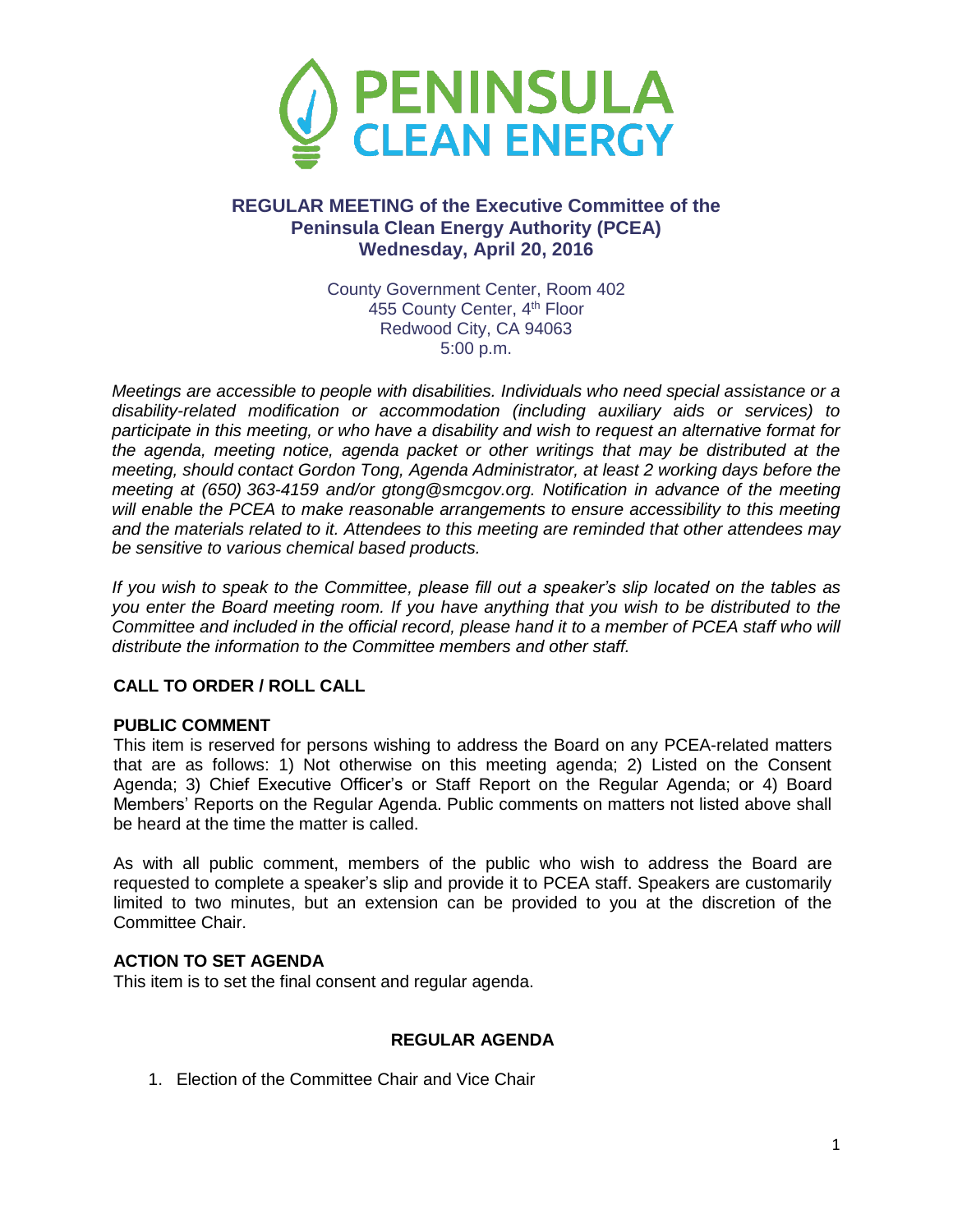PENINSULA CLEAN ENERGY

# REGULAR MEETING of the Executive Committee of the Peninsula Clean Energy Authority (PCEA)
## Wednesday, April 20, 2016

County Government Center, Room 402
455 County Center, 4th Floor
Redwood City, CA 94063
5:00 p.m.

*Meetings are accessible to people with disabilities. Individuals who need special assistance or a disability-related modification or accommodation (including auxiliary aids or services) to participate in this meeting, or who have a disability and wish to request an alternative format for the agenda, meeting notice, agenda packet or other writings that may be distributed at the meeting, should contact Gordon Tong, Agenda Administrator, at least 2 working days before the meeting at (650) 363-4159 and/or gtong@smcgov.org. Notification in advance of the meeting will enable the PCEA to make reasonable arrangements to ensure accessibility to this meeting and the materials related to it. Attendees to this meeting are reminded that other attendees may be sensitive to various chemical based products.*

*If you wish to speak to the Committee, please fill out a speaker's slip located on the tables as you enter the Board meeting room. If you have anything that you wish to be distributed to the Committee and included in the official record, please hand it to a member of PCEA staff who will distribute the information to the Committee members and other staff.*

**CALL TO ORDER / ROLL CALL**

**PUBLIC COMMENT**

This item is reserved for persons wishing to address the Board on any PCEA-related matters that are as follows: 1) Not otherwise on this meeting agenda; 2) Listed on the Consent Agenda; 3) Chief Executive Officer's or Staff Report on the Regular Agenda; or 4) Board Members' Reports on the Regular Agenda. Public comments on matters not listed above shall be heard at the time the matter is called.

As with all public comment, members of the public who wish to address the Board are requested to complete a speaker's slip and provide it to PCEA staff. Speakers are customarily limited to two minutes, but an extension can be provided to you at the discretion of the Committee Chair.

**ACTION TO SET AGENDA**

This item is to set the final consent and regular agenda.

**REGULAR AGENDA**

1. Election of the Committee Chair and Vice Chair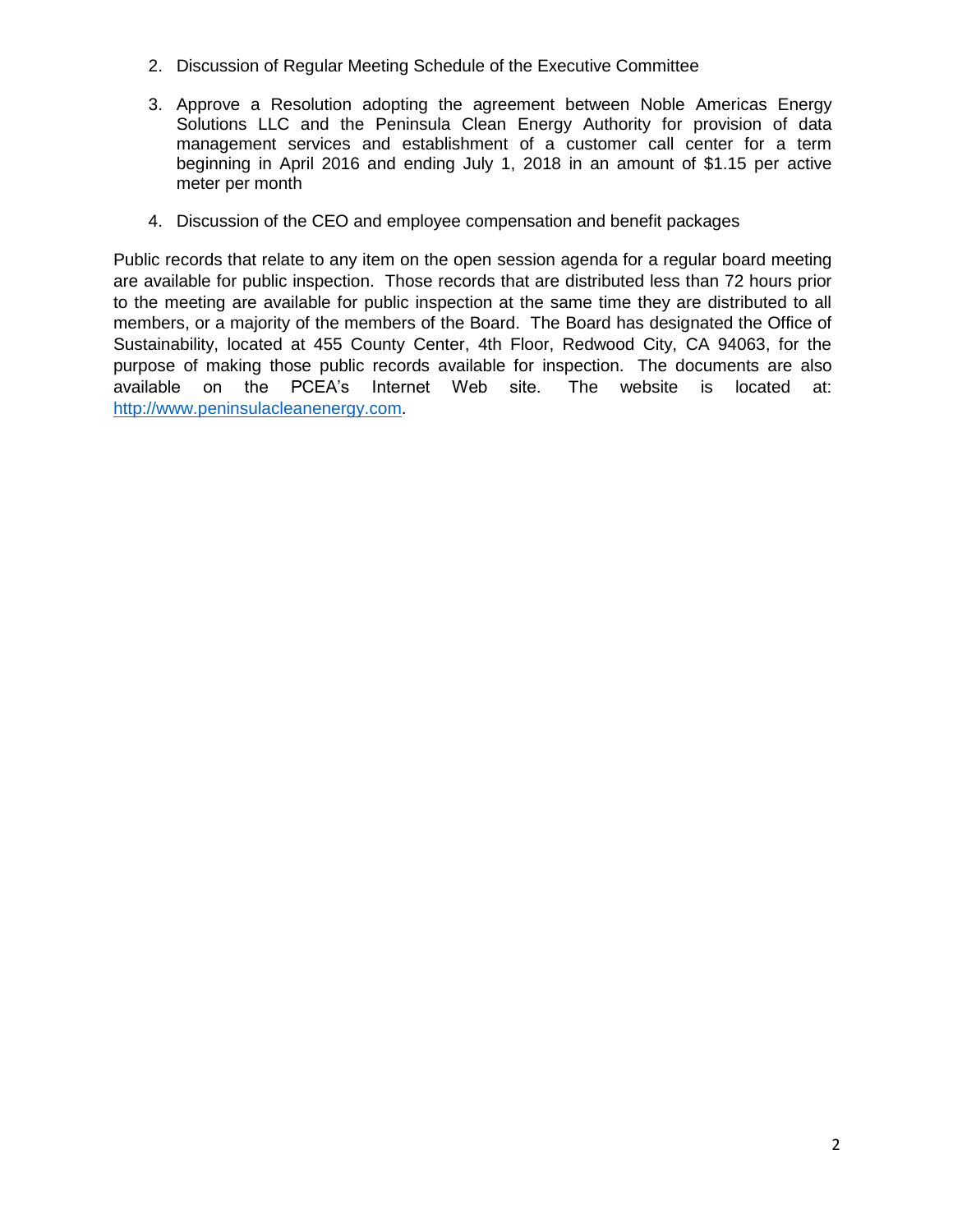2. Discussion of Regular Meeting Schedule of the Executive Committee

3. Approve a Resolution adopting the agreement between Noble Americas Energy Solutions LLC and the Peninsula Clean Energy Authority for provision of data management services and establishment of a customer call center for a term beginning in April 2016 and ending July 1, 2018 in an amount of $1.15 per active meter per month

4. Discussion of the CEO and employee compensation and benefit packages

Public records that relate to any item on the open session agenda for a regular board meeting are available for public inspection. Those records that are distributed less than 72 hours prior to the meeting are available for public inspection at the same time they are distributed to all members, or a majority of the members of the Board. The Board has designated the Office of Sustainability, located at 455 County Center, 4th Floor, Redwood City, CA 94063, for the purpose of making those public records available for inspection. The documents are also available on the PCEA's Internet Web site. The website is located at: http://www.peninsulacleanenergy.com.